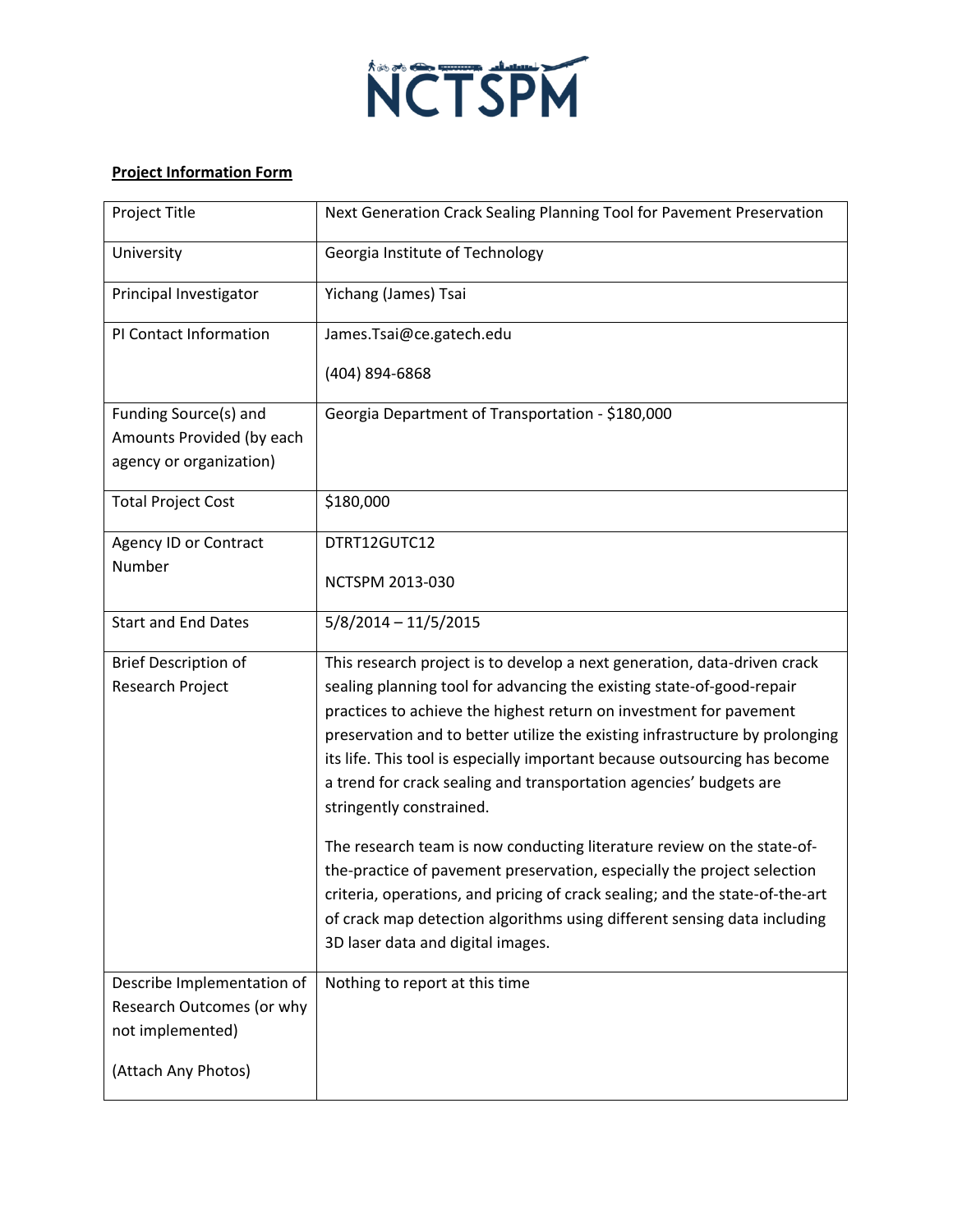NCTSPM

**Project Information Form**

| | |
|---|---|
| Project Title | Next Generation Crack Sealing Planning Tool for Pavement Preservation |
| University | Georgia Institute of Technology |
| Principal Investigator | Yichang (James) Tsai |
| PI Contact Information | James.Tsai@ce.gatech.edu<br><br>(404) 894-6868 |
| Funding Source(s) and Amounts Provided (by each agency or organization) | Georgia Department of Transportation - $180,000 |
| Total Project Cost | $180,000 |
| Agency ID or Contract Number | DTRT12GUTC12<br><br>NCTSPM 2013-030 |
| Start and End Dates | 5/8/2014 – 11/5/2015 |
| Brief Description of Research Project | This research project is to develop a next generation, data-driven crack sealing planning tool for advancing the existing state-of-good-repair practices to achieve the highest return on investment for pavement preservation and to better utilize the existing infrastructure by prolonging its life. This tool is especially important because outsourcing has become a trend for crack sealing and transportation agencies' budgets are stringently constrained.<br><br>The research team is now conducting literature review on the state-of-the-practice of pavement preservation, especially the project selection criteria, operations, and pricing of crack sealing; and the state-of-the-art of crack map detection algorithms using different sensing data including 3D laser data and digital images. |
| Describe Implementation of Research Outcomes (or why not implemented)<br><br>(Attach Any Photos) | Nothing to report at this time |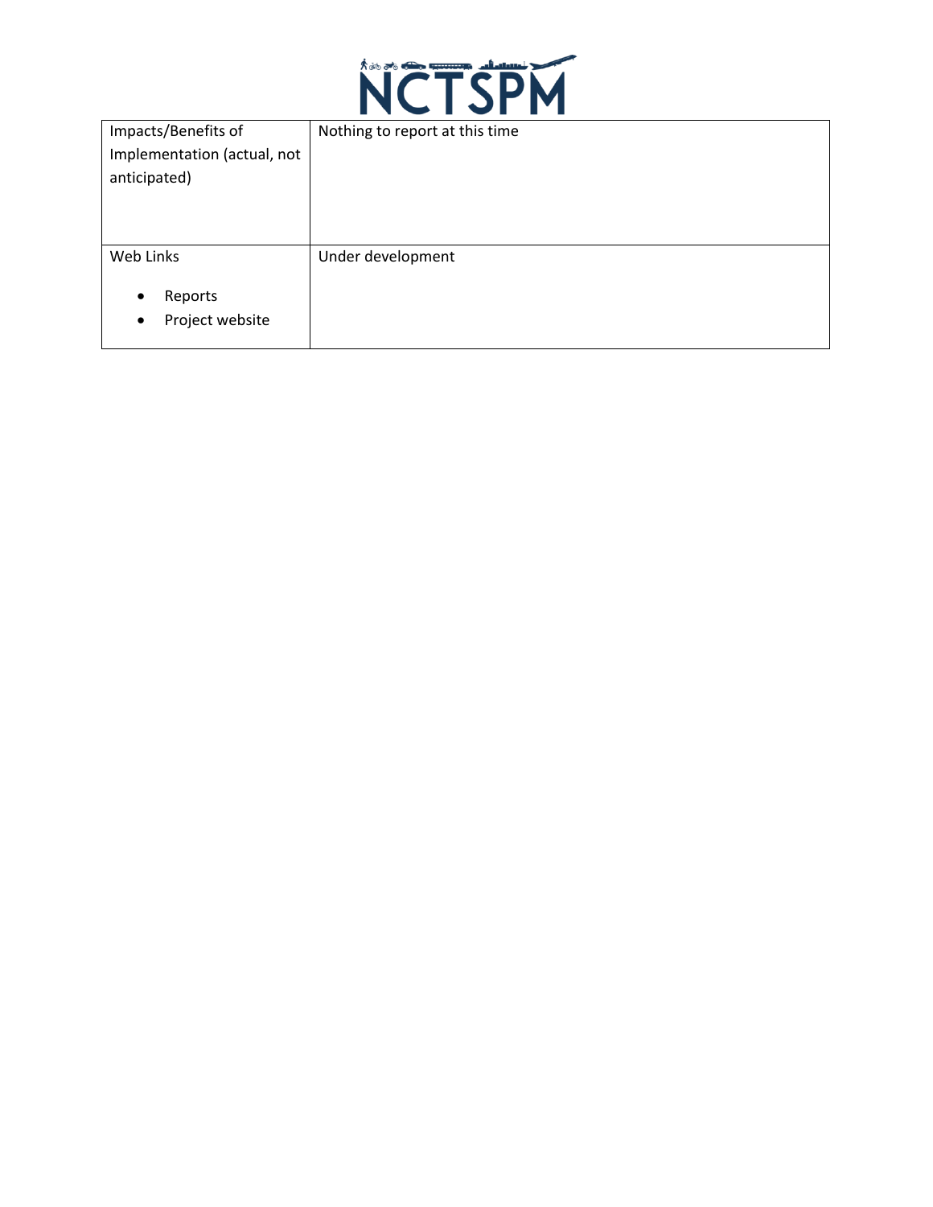| | |
|---|---|
| Impacts/Benefits of Implementation (actual, not anticipated) | Nothing to report at this time |
| Web Links<br>• Reports<br>• Project website | Under development |